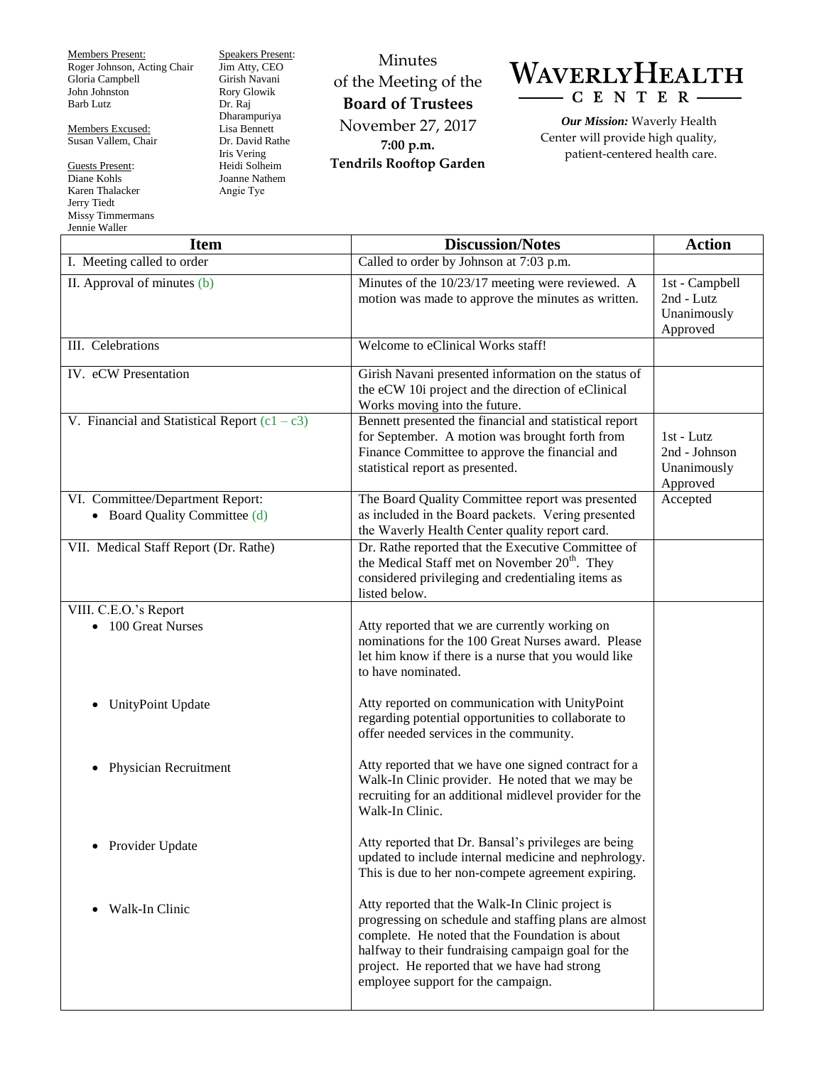Members Present:
Roger Johnson, Acting Chair
Gloria Campbell
John Johnston
Barb Lutz

Members Excused:
Susan Vallem, Chair

Guests Present:
Diane Kohls
Karen Thalacker
Jerry Tiedt
Missy Timmermans
Jennie Waller

Speakers Present:
Jim Atty, CEO
Girish Navani
Rory Glowik
Dr. Raj Dharampuriya
Lisa Bennett
Dr. David Rathe
Iris Vering
Heidi Solheim
Joanne Nathem
Angie Tye

# Minutes of the Meeting of the **Board of Trustees**

November 27, 2017
**7:00 p.m.**
**Tendrils Rooftop Garden**

**WAVERLY HEALTH CENTER**

***Our Mission:*** Waverly Health Center will provide high quality, patient-centered health care.

| Item | Discussion/Notes | Action |
|---|---|---|
| I. Meeting called to order | Called to order by Johnson at 7:03 p.m. | |
| II. Approval of minutes (b) | Minutes of the 10/23/17 meeting were reviewed. A motion was made to approve the minutes as written. | 1st - Campbell<br>2nd - Lutz<br>Unanimously Approved |
| III. Celebrations | Welcome to eClinical Works staff! | |
| IV. eCW Presentation | Girish Navani presented information on the status of the eCW 10i project and the direction of eClinical Works moving into the future. | |
| V. Financial and Statistical Report (c1 – c3) | Bennett presented the financial and statistical report for September. A motion was brought forth from Finance Committee to approve the financial and statistical report as presented. | 1st - Lutz<br>2nd - Johnson<br>Unanimously Approved |
| VI. Committee/Department Report:<br>• Board Quality Committee (d) | The Board Quality Committee report was presented as included in the Board packets. Vering presented the Waverly Health Center quality report card. | Accepted |
| VII. Medical Staff Report (Dr. Rathe) | Dr. Rathe reported that the Executive Committee of the Medical Staff met on November 20th. They considered privileging and credentialing items as listed below. | |
| VIII. C.E.O.'s Report<br>• 100 Great Nurses | Atty reported that we are currently working on nominations for the 100 Great Nurses award. Please let him know if there is a nurse that you would like to have nominated. | |
| • UnityPoint Update | Atty reported on communication with UnityPoint regarding potential opportunities to collaborate to offer needed services in the community. | |
| • Physician Recruitment | Atty reported that we have one signed contract for a Walk-In Clinic provider. He noted that we may be recruiting for an additional midlevel provider for the Walk-In Clinic. | |
| • Provider Update | Atty reported that Dr. Bansal's privileges are being updated to include internal medicine and nephrology. This is due to her non-compete agreement expiring. | |
| • Walk-In Clinic | Atty reported that the Walk-In Clinic project is progressing on schedule and staffing plans are almost complete. He noted that the Foundation is about halfway to their fundraising campaign goal for the project. He reported that we have had strong employee support for the campaign. | |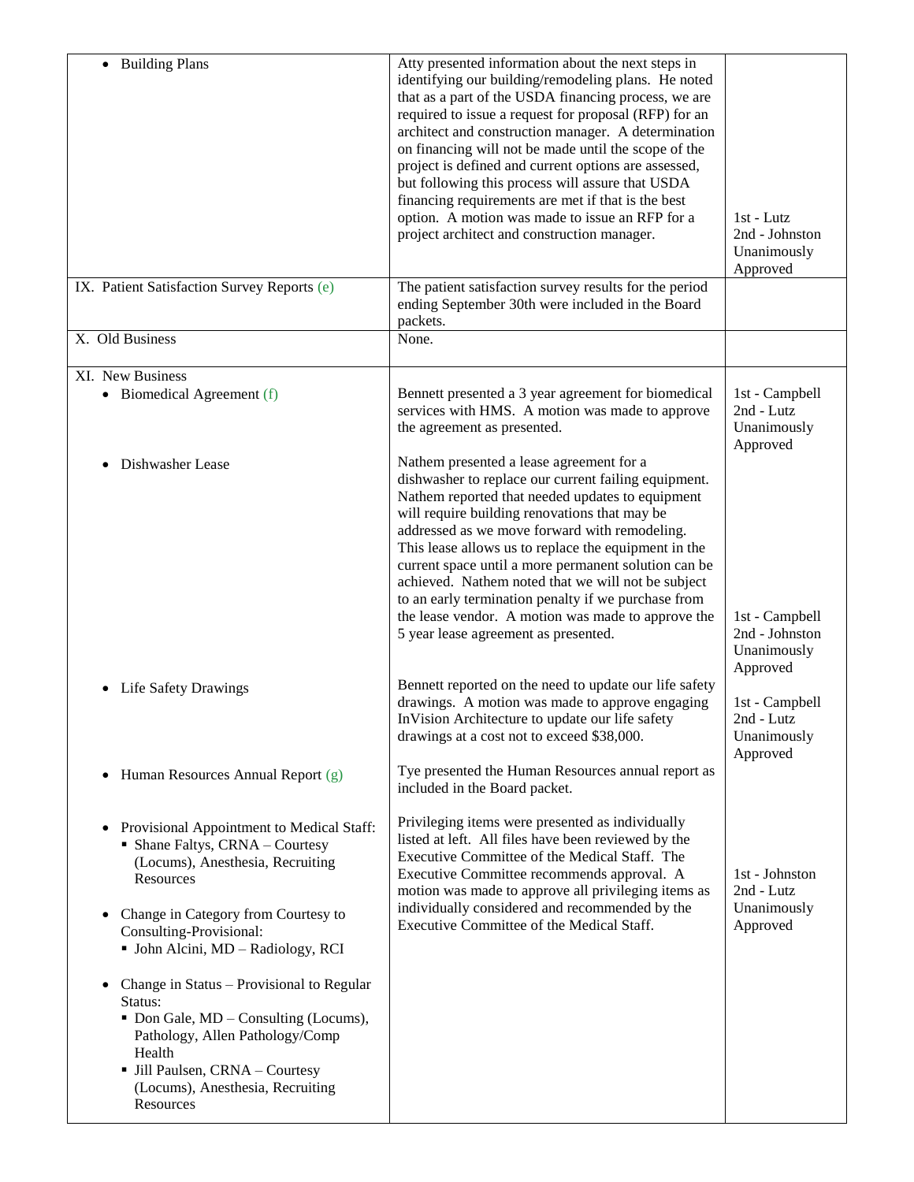| | | |
|---|---|---|
| • Building Plans | Atty presented information about the next steps in identifying our building/remodeling plans. He noted that as a part of the USDA financing process, we are required to issue a request for proposal (RFP) for an architect and construction manager. A determination on financing will not be made until the scope of the project is defined and current options are assessed, but following this process will assure that USDA financing requirements are met if that is the best option. A motion was made to issue an RFP for a project architect and construction manager. | 1st - Lutz<br>2nd - Johnston<br>Unanimously Approved |
| IX. Patient Satisfaction Survey Reports (e) | The patient satisfaction survey results for the period ending September 30th were included in the Board packets. | |
| X. Old Business | None. | |
| XI. New Business<br>• Biomedical Agreement (f) | Bennett presented a 3 year agreement for biomedical services with HMS. A motion was made to approve the agreement as presented. | 1st - Campbell<br>2nd - Lutz<br>Unanimously Approved |
| • Dishwasher Lease | Nathem presented a lease agreement for a dishwasher to replace our current failing equipment. Nathem reported that needed updates to equipment will require building renovations that may be addressed as we move forward with remodeling. This lease allows us to replace the equipment in the current space until a more permanent solution can be achieved. Nathem noted that we will not be subject to an early termination penalty if we purchase from the lease vendor. A motion was made to approve the 5 year lease agreement as presented. | 1st - Campbell<br>2nd - Johnston<br>Unanimously Approved |
| • Life Safety Drawings | Bennett reported on the need to update our life safety drawings. A motion was made to approve engaging InVision Architecture to update our life safety drawings at a cost not to exceed $38,000. | 1st - Campbell<br>2nd - Lutz<br>Unanimously Approved |
| • Human Resources Annual Report (g) | Tye presented the Human Resources annual report as included in the Board packet. | |
| • Provisional Appointment to Medical Staff:<br>▪ Shane Faltys, CRNA – Courtesy (Locums), Anesthesia, Recruiting Resources<br>• Change in Category from Courtesy to Consulting-Provisional:<br>▪ John Alcini, MD – Radiology, RCI<br>• Change in Status – Provisional to Regular Status:<br>▪ Don Gale, MD – Consulting (Locums), Pathology, Allen Pathology/Comp Health<br>▪ Jill Paulsen, CRNA – Courtesy (Locums), Anesthesia, Recruiting Resources | Privileging items were presented as individually listed at left. All files have been reviewed by the Executive Committee of the Medical Staff. The Executive Committee recommends approval. A motion was made to approve all privileging items as individually considered and recommended by the Executive Committee of the Medical Staff. | 1st - Johnston<br>2nd - Lutz<br>Unanimously Approved |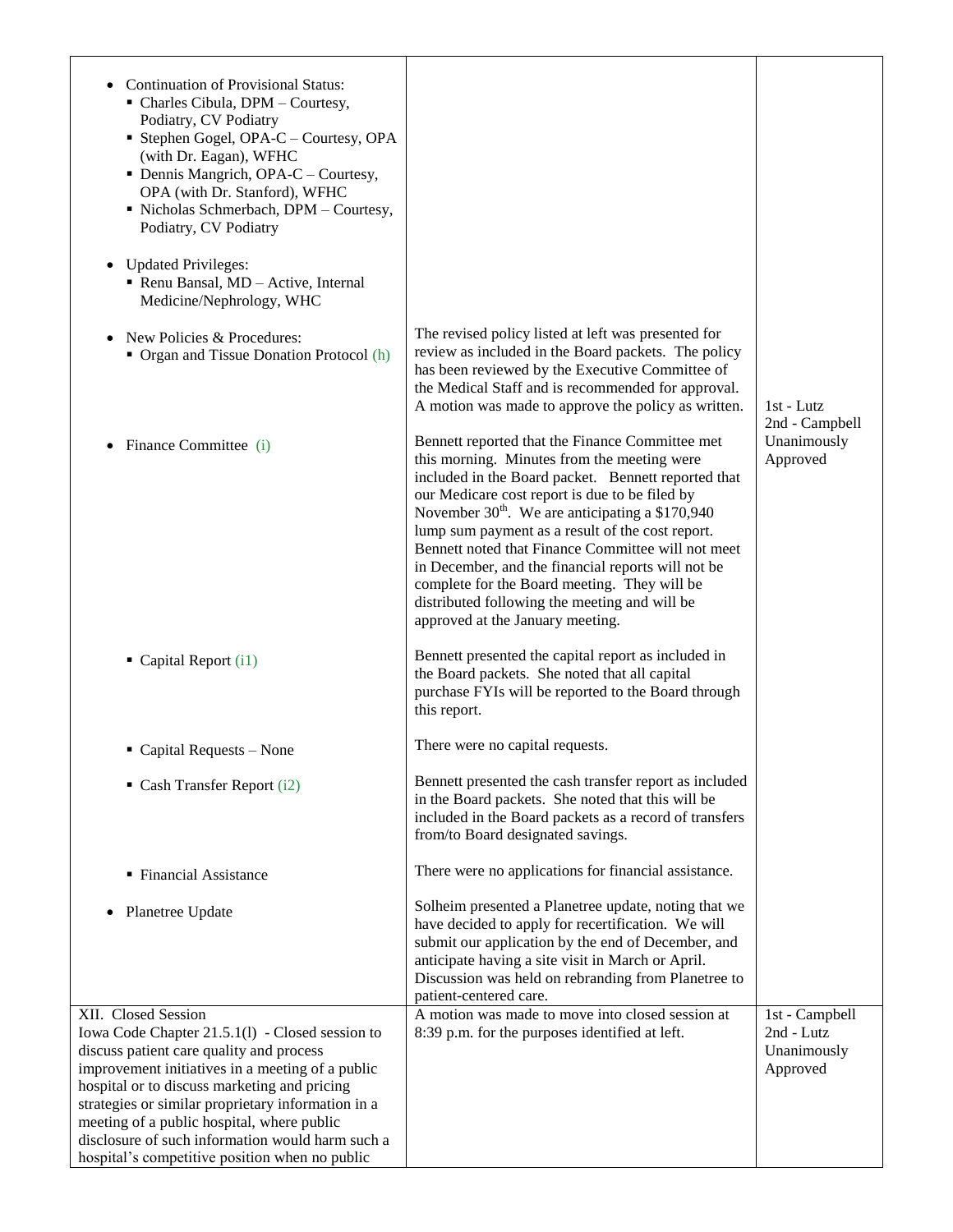| | | |
|---|---|---|
| • Continuation of Provisional Status:<br>▪ Charles Cibula, DPM – Courtesy, Podiatry, CV Podiatry<br>▪ Stephen Gogel, OPA-C – Courtesy, OPA (with Dr. Eagan), WFHC<br>▪ Dennis Mangrich, OPA-C – Courtesy, OPA (with Dr. Stanford), WFHC<br>▪ Nicholas Schmerbach, DPM – Courtesy, Podiatry, CV Podiatry<br><br>• Updated Privileges:<br>▪ Renu Bansal, MD – Active, Internal Medicine/Nephrology, WHC | | |
| • New Policies & Procedures:<br>▪ Organ and Tissue Donation Protocol (h) | The revised policy listed at left was presented for review as included in the Board packets. The policy has been reviewed by the Executive Committee of the Medical Staff and is recommended for approval. A motion was made to approve the policy as written. | 1st - Lutz<br>2nd - Campbell<br>Unanimously Approved |
| • Finance Committee (i) | Bennett reported that the Finance Committee met this morning. Minutes from the meeting were included in the Board packet. Bennett reported that our Medicare cost report is due to be filed by November 30th. We are anticipating a $170,940 lump sum payment as a result of the cost report. Bennett noted that Finance Committee will not meet in December, and the financial reports will not be complete for the Board meeting. They will be distributed following the meeting and will be approved at the January meeting. | |
| ▪ Capital Report (i1) | Bennett presented the capital report as included in the Board packets. She noted that all capital purchase FYIs will be reported to the Board through this report. | |
| ▪ Capital Requests – None | There were no capital requests. | |
| ▪ Cash Transfer Report (i2) | Bennett presented the cash transfer report as included in the Board packets. She noted that this will be included in the Board packets as a record of transfers from/to Board designated savings. | |
| ▪ Financial Assistance | There were no applications for financial assistance. | |
| • Planetree Update | Solheim presented a Planetree update, noting that we have decided to apply for recertification. We will submit our application by the end of December, and anticipate having a site visit in March or April. Discussion was held on rebranding from Planetree to patient-centered care. | |
| XII. Closed Session<br>Iowa Code Chapter 21.5.1(l) - Closed session to discuss patient care quality and process improvement initiatives in a meeting of a public hospital or to discuss marketing and pricing strategies or similar proprietary information in a meeting of a public hospital, where public disclosure of such information would harm such a hospital's competitive position when no public | A motion was made to move into closed session at 8:39 p.m. for the purposes identified at left. | 1st - Campbell<br>2nd - Lutz<br>Unanimously Approved |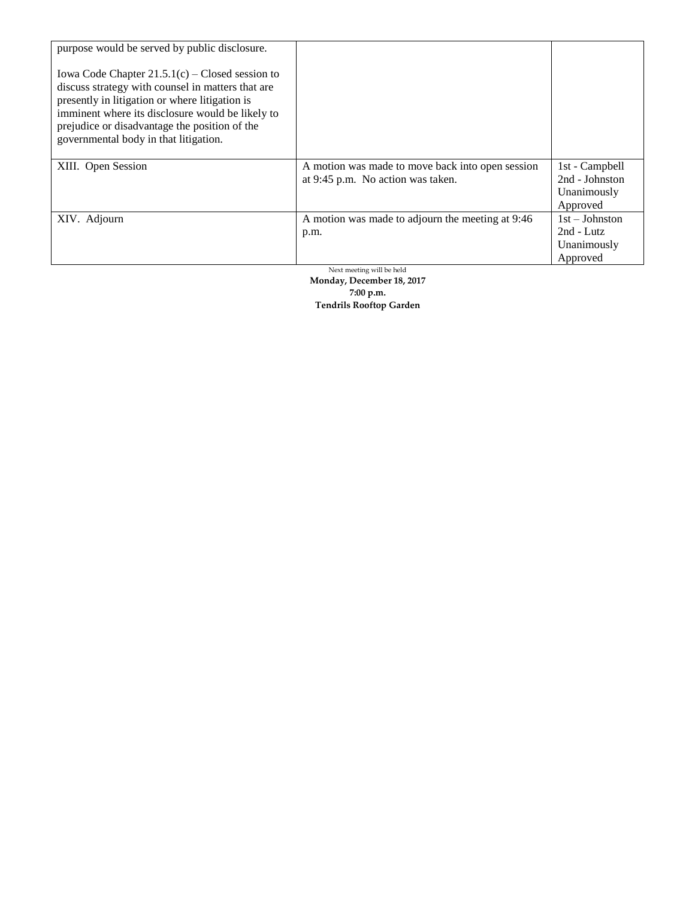| | | |
|---|---|---|
| purpose would be served by public disclosure.<br><br>Iowa Code Chapter 21.5.1(c) – Closed session to discuss strategy with counsel in matters that are presently in litigation or where litigation is imminent where its disclosure would be likely to prejudice or disadvantage the position of the governmental body in that litigation. | | |
| XIII. Open Session | A motion was made to move back into open session at 9:45 p.m. No action was taken. | 1st - Campbell<br>2nd - Johnston<br>Unanimously Approved |
| XIV. Adjourn | A motion was made to adjourn the meeting at 9:46 p.m. | 1st – Johnston<br>2nd - Lutz<br>Unanimously Approved |

Next meeting will be held
**Monday, December 18, 2017**
**7:00 p.m.**
**Tendrils Rooftop Garden**